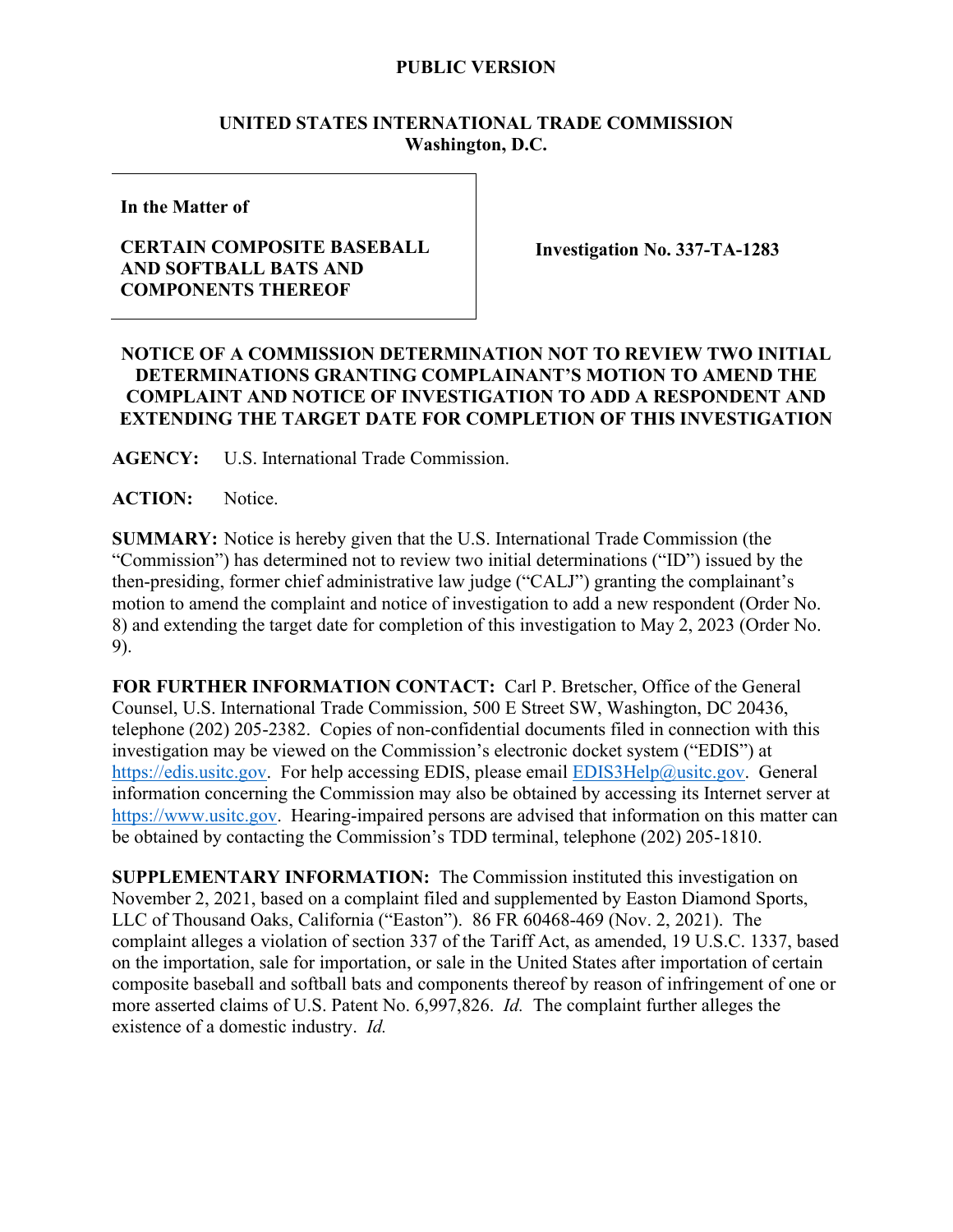**PUBLIC VERSION**

**UNITED STATES INTERNATIONAL TRADE COMMISSION**
**Washington, D.C.**

| | |
|---|---|
| **In the Matter of**<br><br>**CERTAIN COMPOSITE BASEBALL AND SOFTBALL BATS AND COMPONENTS THEREOF** | **Investigation No. 337-TA-1283** |

## NOTICE OF A COMMISSION DETERMINATION NOT TO REVIEW TWO INITIAL DETERMINATIONS GRANTING COMPLAINANT'S MOTION TO AMEND THE COMPLAINT AND NOTICE OF INVESTIGATION TO ADD A RESPONDENT AND EXTENDING THE TARGET DATE FOR COMPLETION OF THIS INVESTIGATION

**AGENCY:** U.S. International Trade Commission.

**ACTION:** Notice.

**SUMMARY:** Notice is hereby given that the U.S. International Trade Commission (the "Commission") has determined not to review two initial determinations ("ID") issued by the then-presiding, former chief administrative law judge ("CALJ") granting the complainant's motion to amend the complaint and notice of investigation to add a new respondent (Order No. 8) and extending the target date for completion of this investigation to May 2, 2023 (Order No. 9).

**FOR FURTHER INFORMATION CONTACT:** Carl P. Bretscher, Office of the General Counsel, U.S. International Trade Commission, 500 E Street SW, Washington, DC 20436, telephone (202) 205-2382. Copies of non-confidential documents filed in connection with this investigation may be viewed on the Commission's electronic docket system ("EDIS") at https://edis.usitc.gov. For help accessing EDIS, please email EDIS3Help@usitc.gov. General information concerning the Commission may also be obtained by accessing its Internet server at https://www.usitc.gov. Hearing-impaired persons are advised that information on this matter can be obtained by contacting the Commission's TDD terminal, telephone (202) 205-1810.

**SUPPLEMENTARY INFORMATION:** The Commission instituted this investigation on November 2, 2021, based on a complaint filed and supplemented by Easton Diamond Sports, LLC of Thousand Oaks, California ("Easton"). 86 FR 60468-469 (Nov. 2, 2021). The complaint alleges a violation of section 337 of the Tariff Act, as amended, 19 U.S.C. 1337, based on the importation, sale for importation, or sale in the United States after importation of certain composite baseball and softball bats and components thereof by reason of infringement of one or more asserted claims of U.S. Patent No. 6,997,826. *Id.* The complaint further alleges the existence of a domestic industry. *Id.*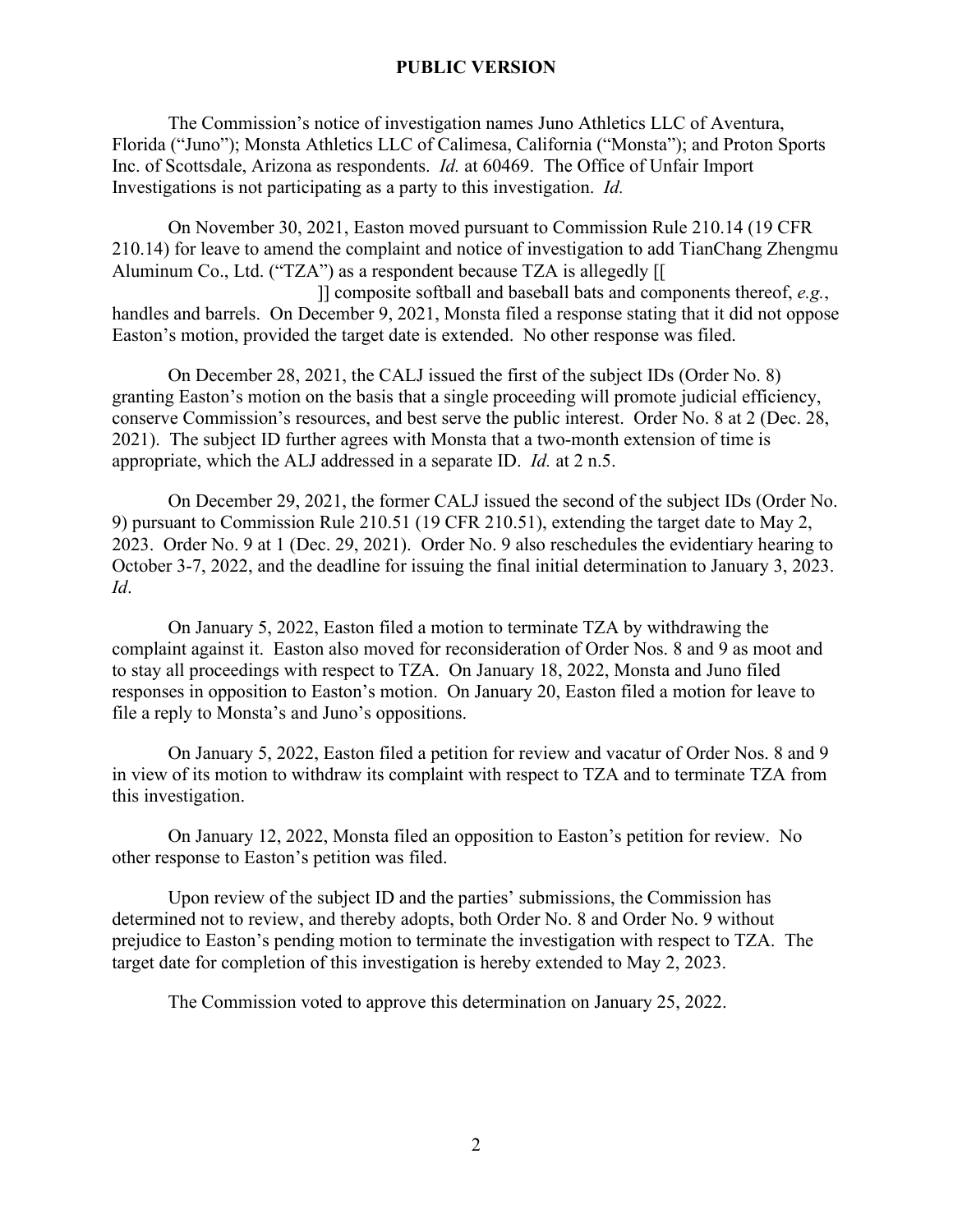**PUBLIC VERSION**

The Commission's notice of investigation names Juno Athletics LLC of Aventura, Florida ("Juno"); Monsta Athletics LLC of Calimesa, California ("Monsta"); and Proton Sports Inc. of Scottsdale, Arizona as respondents. *Id.* at 60469. The Office of Unfair Import Investigations is not participating as a party to this investigation. *Id.*

On November 30, 2021, Easton moved pursuant to Commission Rule 210.14 (19 CFR 210.14) for leave to amend the complaint and notice of investigation to add TianChang Zhengmu Aluminum Co., Ltd. ("TZA") as a respondent because TZA is allegedly [[ ]] composite softball and baseball bats and components thereof, *e.g.*, handles and barrels. On December 9, 2021, Monsta filed a response stating that it did not oppose Easton's motion, provided the target date is extended. No other response was filed.

On December 28, 2021, the CALJ issued the first of the subject IDs (Order No. 8) granting Easton's motion on the basis that a single proceeding will promote judicial efficiency, conserve Commission's resources, and best serve the public interest. Order No. 8 at 2 (Dec. 28, 2021). The subject ID further agrees with Monsta that a two-month extension of time is appropriate, which the ALJ addressed in a separate ID. *Id.* at 2 n.5.

On December 29, 2021, the former CALJ issued the second of the subject IDs (Order No. 9) pursuant to Commission Rule 210.51 (19 CFR 210.51), extending the target date to May 2, 2023. Order No. 9 at 1 (Dec. 29, 2021). Order No. 9 also reschedules the evidentiary hearing to October 3-7, 2022, and the deadline for issuing the final initial determination to January 3, 2023. *Id*.

On January 5, 2022, Easton filed a motion to terminate TZA by withdrawing the complaint against it. Easton also moved for reconsideration of Order Nos. 8 and 9 as moot and to stay all proceedings with respect to TZA. On January 18, 2022, Monsta and Juno filed responses in opposition to Easton's motion. On January 20, Easton filed a motion for leave to file a reply to Monsta's and Juno's oppositions.

On January 5, 2022, Easton filed a petition for review and vacatur of Order Nos. 8 and 9 in view of its motion to withdraw its complaint with respect to TZA and to terminate TZA from this investigation.

On January 12, 2022, Monsta filed an opposition to Easton's petition for review. No other response to Easton's petition was filed.

Upon review of the subject ID and the parties' submissions, the Commission has determined not to review, and thereby adopts, both Order No. 8 and Order No. 9 without prejudice to Easton's pending motion to terminate the investigation with respect to TZA. The target date for completion of this investigation is hereby extended to May 2, 2023.

The Commission voted to approve this determination on January 25, 2022.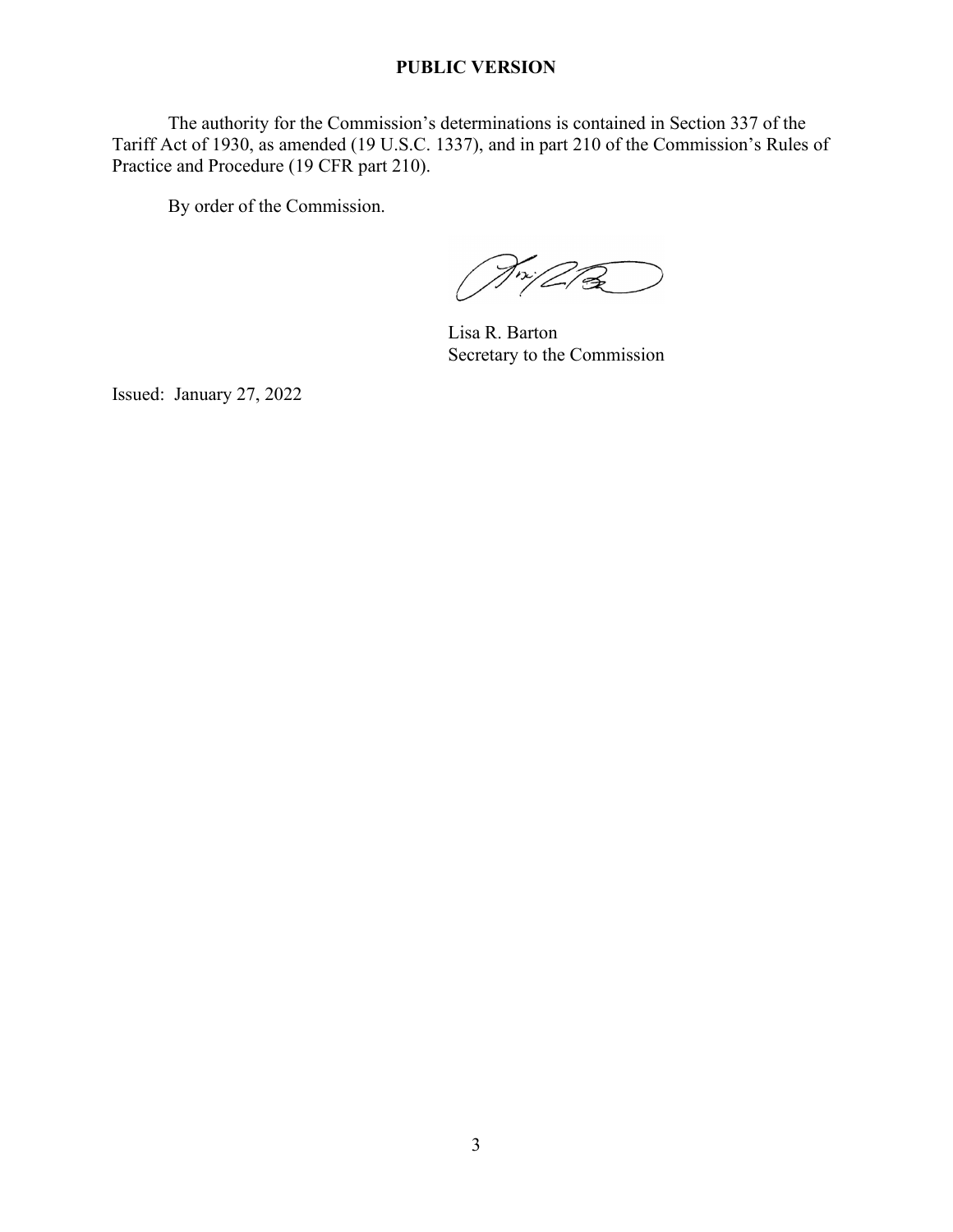**PUBLIC VERSION**

The authority for the Commission's determinations is contained in Section 337 of the Tariff Act of 1930, as amended (19 U.S.C. 1337), and in part 210 of the Commission's Rules of Practice and Procedure (19 CFR part 210).

By order of the Commission.

Lisa R. Barton
Secretary to the Commission

Issued: January 27, 2022